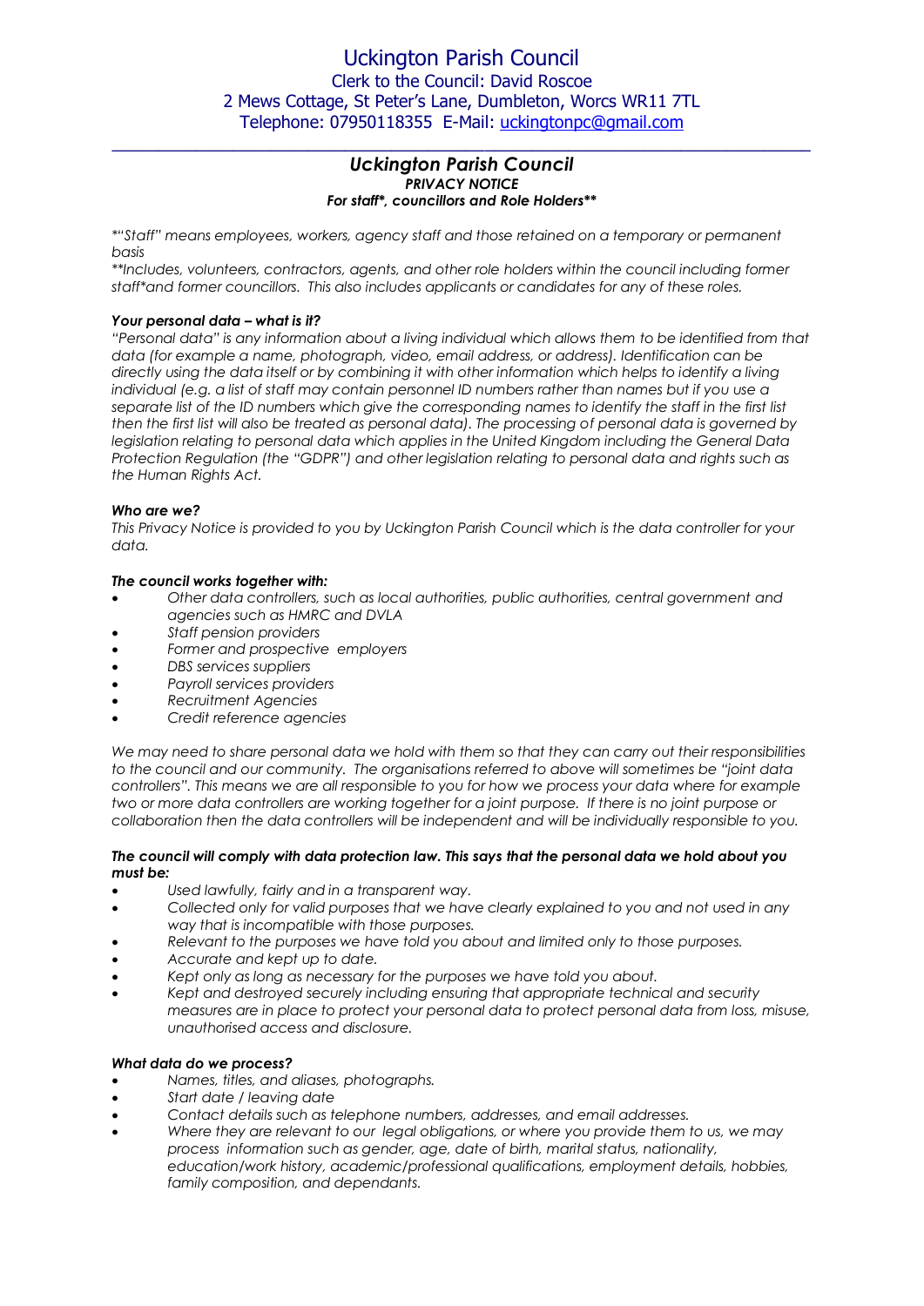# Uckington Parish Council

Clerk to the Council: David Roscoe
2 Mews Cottage, St Peter's Lane, Dumbleton, Worcs WR11 7TL
Telephone: 07950118355 E-Mail: uckingtonpc@gmail.com

---

## *Uckington Parish Council*

***PRIVACY NOTICE***

***For staff*, councillors and Role Holders****

*"Staff" means employees, workers, agency staff and those retained on a temporary or permanent basis*

***Includes, volunteers, contractors, agents, and other role holders within the council including former staff*and former councillors. This also includes applicants or candidates for any of these roles.*

### *Your personal data – what is it?*

*"Personal data" is any information about a living individual which allows them to be identified from that data (for example a name, photograph, video, email address, or address). Identification can be directly using the data itself or by combining it with other information which helps to identify a living individual (e.g. a list of staff may contain personnel ID numbers rather than names but if you use a separate list of the ID numbers which give the corresponding names to identify the staff in the first list then the first list will also be treated as personal data). The processing of personal data is governed by legislation relating to personal data which applies in the United Kingdom including the General Data Protection Regulation (the "GDPR") and other legislation relating to personal data and rights such as the Human Rights Act.*

### *Who are we?*

*This Privacy Notice is provided to you by Uckington Parish Council which is the data controller for your data.*

### *The council works together with:*

- *Other data controllers, such as local authorities, public authorities, central government and agencies such as HMRC and DVLA*
- *Staff pension providers*
- *Former and prospective employers*
- *DBS services suppliers*
- *Payroll services providers*
- *Recruitment Agencies*
- *Credit reference agencies*

*We may need to share personal data we hold with them so that they can carry out their responsibilities to the council and our community. The organisations referred to above will sometimes be "joint data controllers". This means we are all responsible to you for how we process your data where for example two or more data controllers are working together for a joint purpose. If there is no joint purpose or collaboration then the data controllers will be independent and will be individually responsible to you.*

### *The council will comply with data protection law. This says that the personal data we hold about you must be:*

- *Used lawfully, fairly and in a transparent way.*
- *Collected only for valid purposes that we have clearly explained to you and not used in any way that is incompatible with those purposes.*
- *Relevant to the purposes we have told you about and limited only to those purposes.*
- *Accurate and kept up to date.*
- *Kept only as long as necessary for the purposes we have told you about.*
- *Kept and destroyed securely including ensuring that appropriate technical and security measures are in place to protect your personal data to protect personal data from loss, misuse, unauthorised access and disclosure.*

### *What data do we process?*

- *Names, titles, and aliases, photographs.*
- *Start date / leaving date*
- *Contact details such as telephone numbers, addresses, and email addresses.*
- *Where they are relevant to our legal obligations, or where you provide them to us, we may process information such as gender, age, date of birth, marital status, nationality, education/work history, academic/professional qualifications, employment details, hobbies, family composition, and dependants.*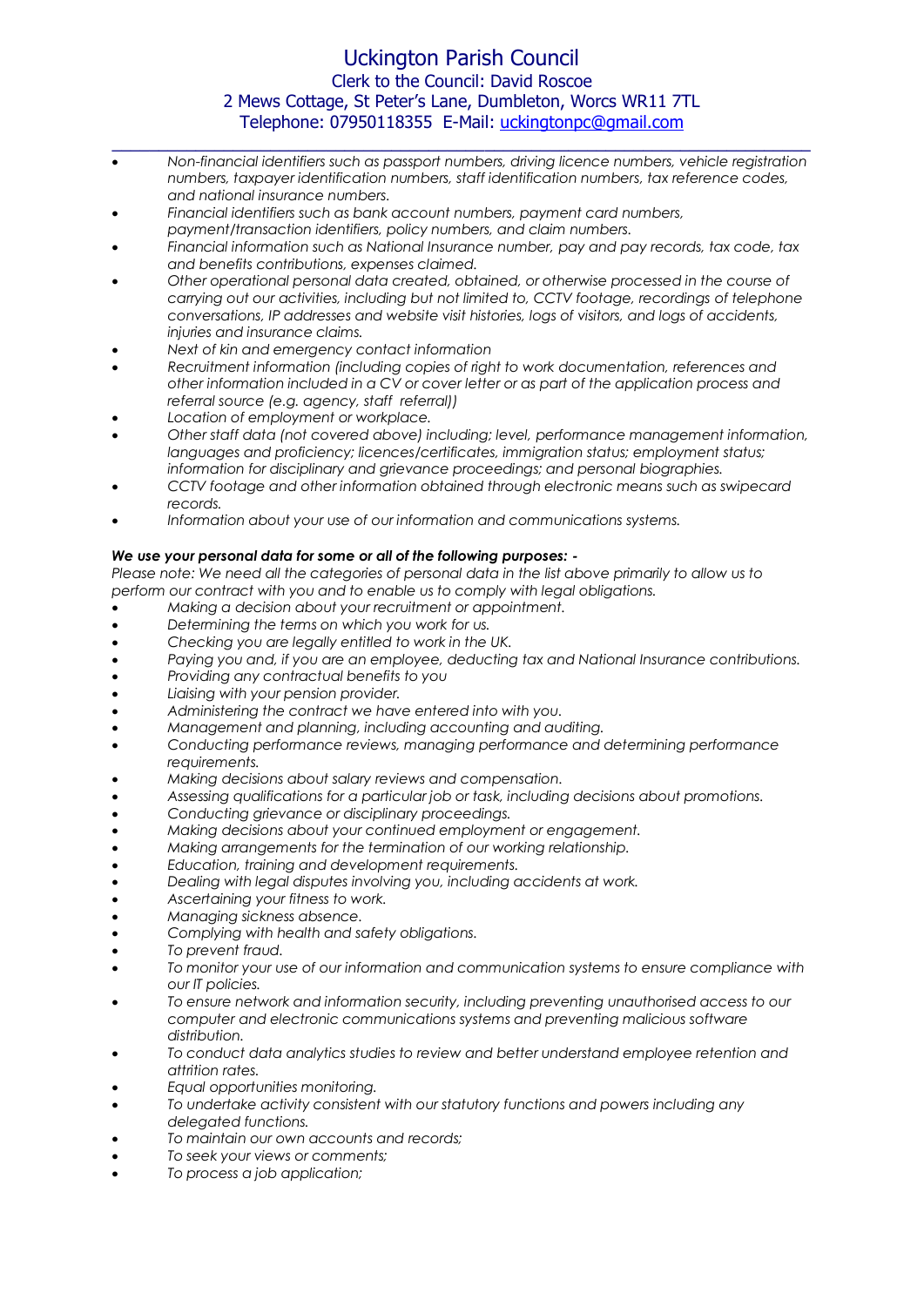- *Non-financial identifiers such as passport numbers, driving licence numbers, vehicle registration numbers, taxpayer identification numbers, staff identification numbers, tax reference codes, and national insurance numbers.*
- *Financial identifiers such as bank account numbers, payment card numbers, payment/transaction identifiers, policy numbers, and claim numbers.*
- *Financial information such as National Insurance number, pay and pay records, tax code, tax and benefits contributions, expenses claimed.*
- *Other operational personal data created, obtained, or otherwise processed in the course of carrying out our activities, including but not limited to, CCTV footage, recordings of telephone conversations, IP addresses and website visit histories, logs of visitors, and logs of accidents, injuries and insurance claims.*
- *Next of kin and emergency contact information*
- *Recruitment information (including copies of right to work documentation, references and other information included in a CV or cover letter or as part of the application process and referral source (e.g. agency, staff referral))*
- *Location of employment or workplace.*
- *Other staff data (not covered above) including; level, performance management information, languages and proficiency; licences/certificates, immigration status; employment status; information for disciplinary and grievance proceedings; and personal biographies.*
- *CCTV footage and other information obtained through electronic means such as swipecard records.*
- *Information about your use of our information and communications systems.*

***We use your personal data for some or all of the following purposes: -***

*Please note: We need all the categories of personal data in the list above primarily to allow us to perform our contract with you and to enable us to comply with legal obligations.*

- *Making a decision about your recruitment or appointment.*
- *Determining the terms on which you work for us.*
- *Checking you are legally entitled to work in the UK.*
- *Paying you and, if you are an employee, deducting tax and National Insurance contributions.*
- *Providing any contractual benefits to you*
- *Liaising with your pension provider.*
- *Administering the contract we have entered into with you.*
- *Management and planning, including accounting and auditing.*
- *Conducting performance reviews, managing performance and determining performance requirements.*
- *Making decisions about salary reviews and compensation.*
- *Assessing qualifications for a particular job or task, including decisions about promotions.*
- *Conducting grievance or disciplinary proceedings.*
- *Making decisions about your continued employment or engagement.*
- *Making arrangements for the termination of our working relationship.*
- *Education, training and development requirements.*
- *Dealing with legal disputes involving you, including accidents at work.*
- *Ascertaining your fitness to work.*
- *Managing sickness absence.*
- *Complying with health and safety obligations.*
- *To prevent fraud.*
- *To monitor your use of our information and communication systems to ensure compliance with our IT policies.*
- *To ensure network and information security, including preventing unauthorised access to our computer and electronic communications systems and preventing malicious software distribution.*
- *To conduct data analytics studies to review and better understand employee retention and attrition rates.*
- *Equal opportunities monitoring.*
- *To undertake activity consistent with our statutory functions and powers including any delegated functions.*
- *To maintain our own accounts and records;*
- *To seek your views or comments;*
- *To process a job application;*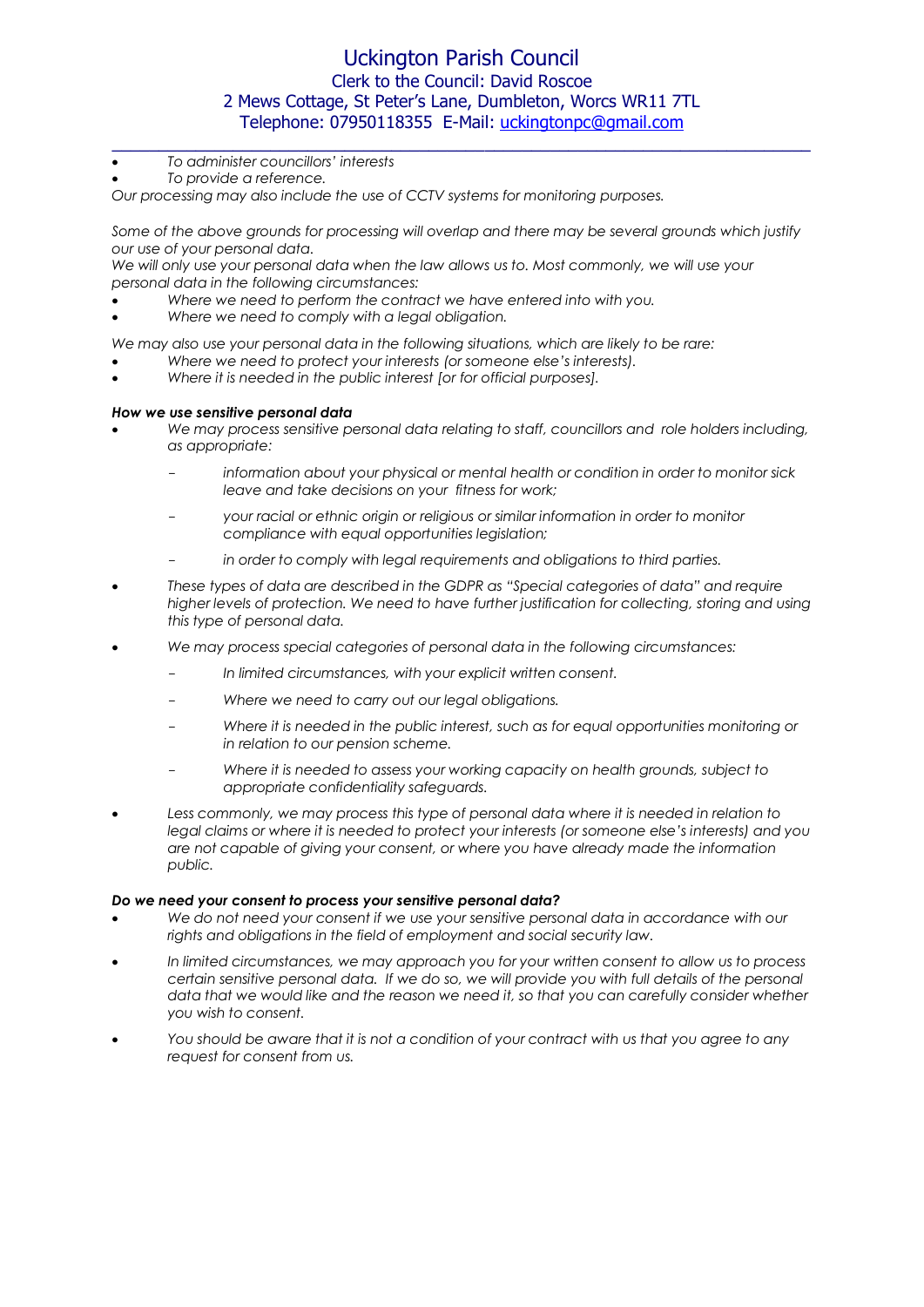- *To administer councillors' interests*
- *To provide a reference.*

*Our processing may also include the use of CCTV systems for monitoring purposes.*

*Some of the above grounds for processing will overlap and there may be several grounds which justify our use of your personal data.*

*We will only use your personal data when the law allows us to. Most commonly, we will use your personal data in the following circumstances:*

- *Where we need to perform the contract we have entered into with you.*
- *Where we need to comply with a legal obligation.*

*We may also use your personal data in the following situations, which are likely to be rare:*

- *Where we need to protect your interests (or someone else's interests).*
- *Where it is needed in the public interest [or for official purposes].*

***How we use sensitive personal data***

- *We may process sensitive personal data relating to staff, councillors and role holders including, as appropriate:*
  - *information about your physical or mental health or condition in order to monitor sick leave and take decisions on your fitness for work;*
  - *your racial or ethnic origin or religious or similar information in order to monitor compliance with equal opportunities legislation;*
  - *in order to comply with legal requirements and obligations to third parties.*
- *These types of data are described in the GDPR as "Special categories of data" and require higher levels of protection. We need to have further justification for collecting, storing and using this type of personal data.*
- *We may process special categories of personal data in the following circumstances:*
  - *In limited circumstances, with your explicit written consent.*
  - *Where we need to carry out our legal obligations.*
  - *Where it is needed in the public interest, such as for equal opportunities monitoring or in relation to our pension scheme.*
  - *Where it is needed to assess your working capacity on health grounds, subject to appropriate confidentiality safeguards.*
- *Less commonly, we may process this type of personal data where it is needed in relation to legal claims or where it is needed to protect your interests (or someone else's interests) and you are not capable of giving your consent, or where you have already made the information public.*

***Do we need your consent to process your sensitive personal data?***

- *We do not need your consent if we use your sensitive personal data in accordance with our rights and obligations in the field of employment and social security law.*
- *In limited circumstances, we may approach you for your written consent to allow us to process certain sensitive personal data. If we do so, we will provide you with full details of the personal data that we would like and the reason we need it, so that you can carefully consider whether you wish to consent.*
- *You should be aware that it is not a condition of your contract with us that you agree to any request for consent from us.*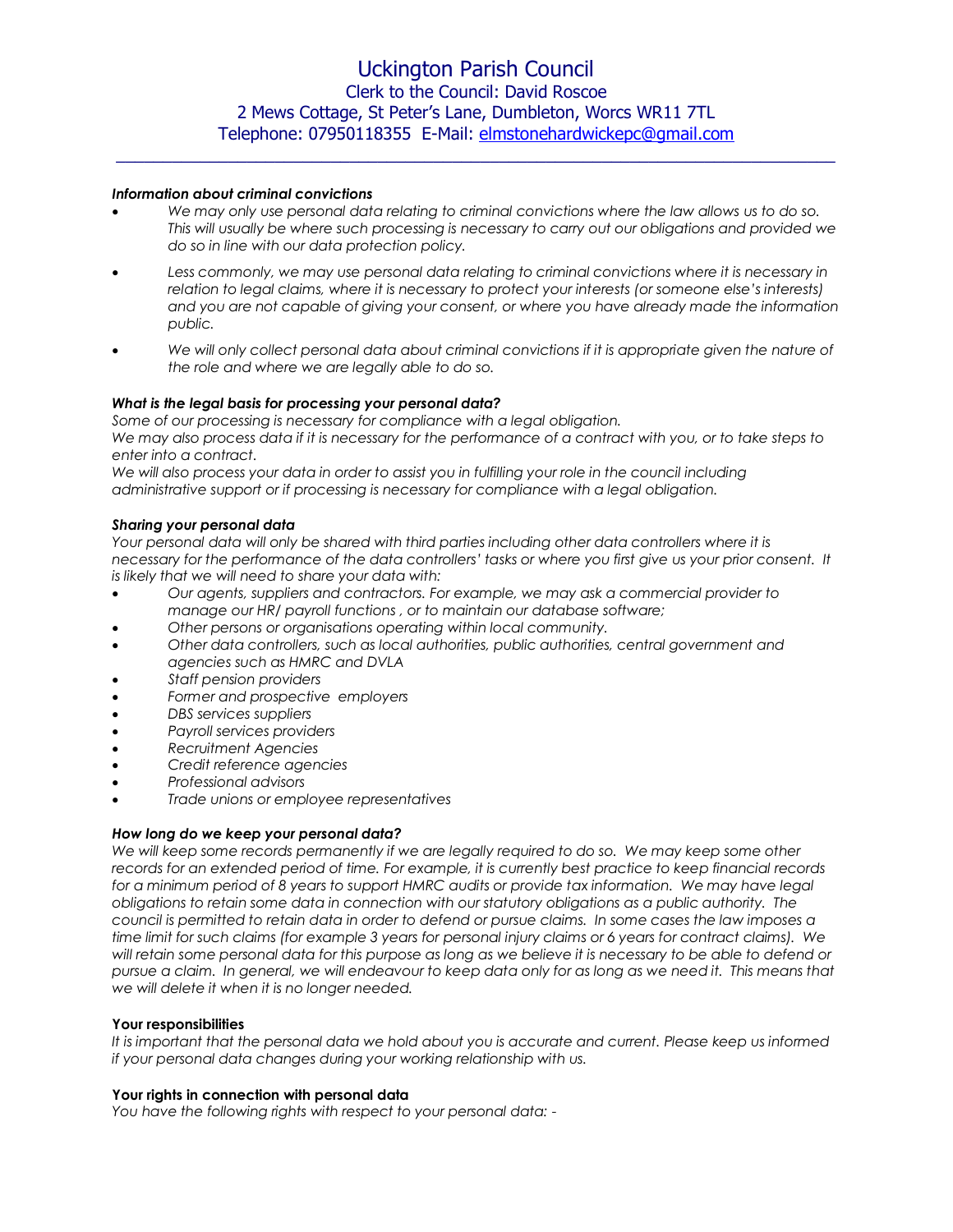### *Information about criminal convictions*

- *We may only use personal data relating to criminal convictions where the law allows us to do so. This will usually be where such processing is necessary to carry out our obligations and provided we do so in line with our data protection policy.*
- *Less commonly, we may use personal data relating to criminal convictions where it is necessary in relation to legal claims, where it is necessary to protect your interests (or someone else's interests) and you are not capable of giving your consent, or where you have already made the information public.*
- *We will only collect personal data about criminal convictions if it is appropriate given the nature of the role and where we are legally able to do so.*

### *What is the legal basis for processing your personal data?*

*Some of our processing is necessary for compliance with a legal obligation.*
*We may also process data if it is necessary for the performance of a contract with you, or to take steps to enter into a contract.*
*We will also process your data in order to assist you in fulfilling your role in the council including administrative support or if processing is necessary for compliance with a legal obligation.*

### *Sharing your personal data*

*Your personal data will only be shared with third parties including other data controllers where it is necessary for the performance of the data controllers' tasks or where you first give us your prior consent. It is likely that we will need to share your data with:*

- *Our agents, suppliers and contractors. For example, we may ask a commercial provider to manage our HR/ payroll functions , or to maintain our database software;*
- *Other persons or organisations operating within local community.*
- *Other data controllers, such as local authorities, public authorities, central government and agencies such as HMRC and DVLA*
- *Staff pension providers*
- *Former and prospective employers*
- *DBS services suppliers*
- *Payroll services providers*
- *Recruitment Agencies*
- *Credit reference agencies*
- *Professional advisors*
- *Trade unions or employee representatives*

### *How long do we keep your personal data?*

*We will keep some records permanently if we are legally required to do so. We may keep some other records for an extended period of time. For example, it is currently best practice to keep financial records for a minimum period of 8 years to support HMRC audits or provide tax information. We may have legal obligations to retain some data in connection with our statutory obligations as a public authority. The council is permitted to retain data in order to defend or pursue claims. In some cases the law imposes a time limit for such claims (for example 3 years for personal injury claims or 6 years for contract claims). We will retain some personal data for this purpose as long as we believe it is necessary to be able to defend or pursue a claim. In general, we will endeavour to keep data only for as long as we need it. This means that we will delete it when it is no longer needed.*

### Your responsibilities

*It is important that the personal data we hold about you is accurate and current. Please keep us informed if your personal data changes during your working relationship with us.*

### Your rights in connection with personal data

*You have the following rights with respect to your personal data: -*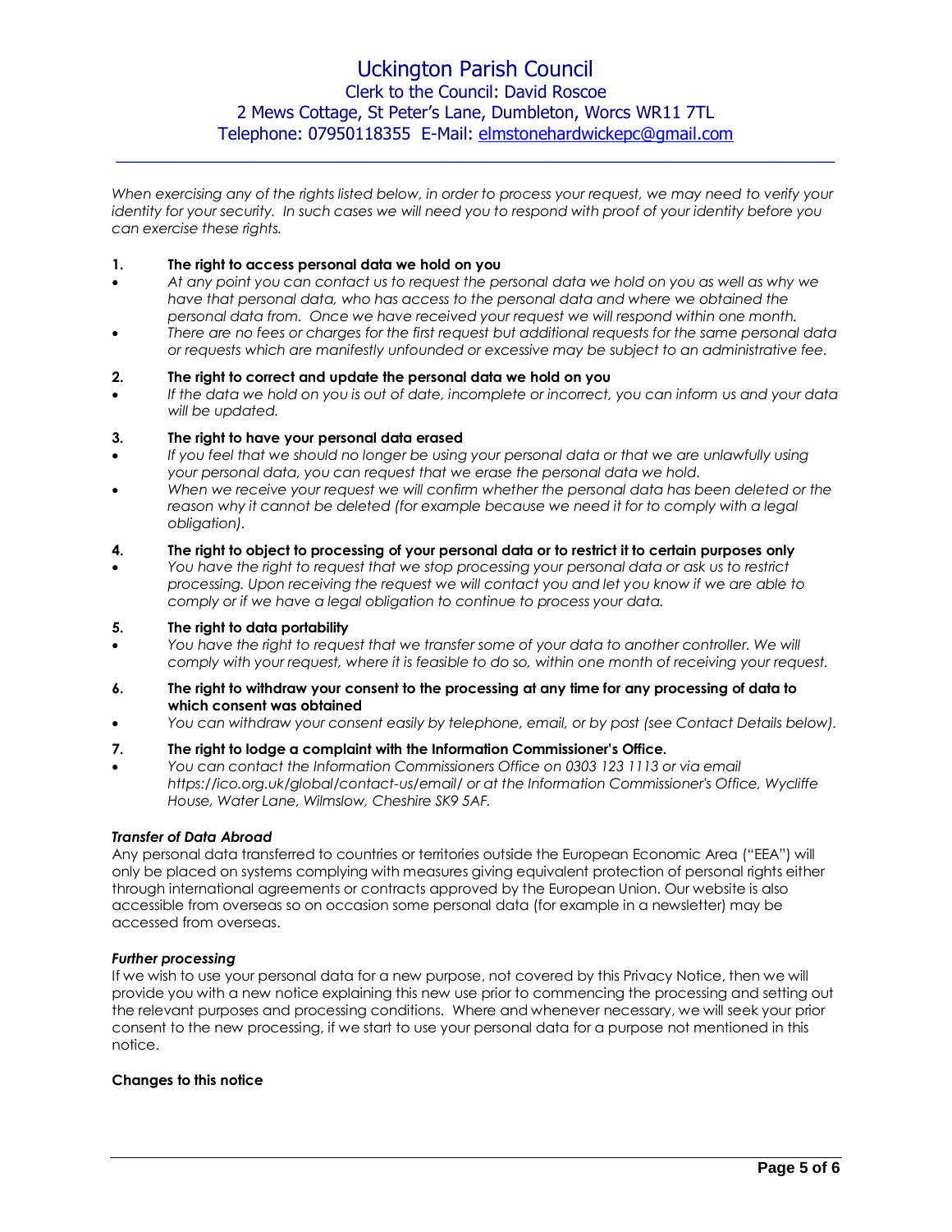*When exercising any of the rights listed below, in order to process your request, we may need to verify your identity for your security. In such cases we will need you to respond with proof of your identity before you can exercise these rights.*

**1. The right to access personal data we hold on you**

- *At any point you can contact us to request the personal data we hold on you as well as why we have that personal data, who has access to the personal data and where we obtained the personal data from. Once we have received your request we will respond within one month.*
- *There are no fees or charges for the first request but additional requests for the same personal data or requests which are manifestly unfounded or excessive may be subject to an administrative fee.*

**2. The right to correct and update the personal data we hold on you**

- *If the data we hold on you is out of date, incomplete or incorrect, you can inform us and your data will be updated.*

**3. The right to have your personal data erased**

- *If you feel that we should no longer be using your personal data or that we are unlawfully using your personal data, you can request that we erase the personal data we hold.*
- *When we receive your request we will confirm whether the personal data has been deleted or the reason why it cannot be deleted (for example because we need it for to comply with a legal obligation).*

**4. The right to object to processing of your personal data or to restrict it to certain purposes only**

- *You have the right to request that we stop processing your personal data or ask us to restrict processing. Upon receiving the request we will contact you and let you know if we are able to comply or if we have a legal obligation to continue to process your data.*

**5. The right to data portability**

- *You have the right to request that we transfer some of your data to another controller. We will comply with your request, where it is feasible to do so, within one month of receiving your request.*

**6. The right to withdraw your consent to the processing at any time for any processing of data to which consent was obtained**

- *You can withdraw your consent easily by telephone, email, or by post (see Contact Details below).*

**7. The right to lodge a complaint with the Information Commissioner's Office.**

- *You can contact the Information Commissioners Office on 0303 123 1113 or via email https://ico.org.uk/global/contact-us/email/ or at the Information Commissioner's Office, Wycliffe House, Water Lane, Wilmslow, Cheshire SK9 5AF.*

***Transfer of Data Abroad***

Any personal data transferred to countries or territories outside the European Economic Area ("EEA") will only be placed on systems complying with measures giving equivalent protection of personal rights either through international agreements or contracts approved by the European Union. Our website is also accessible from overseas so on occasion some personal data (for example in a newsletter) may be accessed from overseas.

***Further processing***

If we wish to use your personal data for a new purpose, not covered by this Privacy Notice, then we will provide you with a new notice explaining this new use prior to commencing the processing and setting out the relevant purposes and processing conditions. Where and whenever necessary, we will seek your prior consent to the new processing, if we start to use your personal data for a purpose not mentioned in this notice.

**Changes to this notice**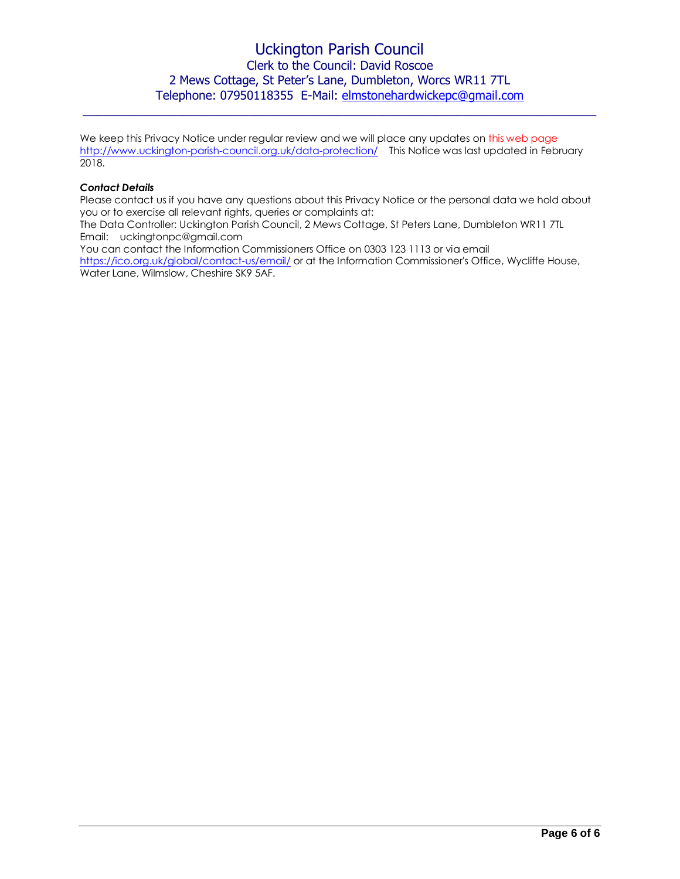We keep this Privacy Notice under regular review and we will place any updates on this web page http://www.uckington-parish-council.org.uk/data-protection/ This Notice was last updated in February 2018.

***Contact Details***

Please contact us if you have any questions about this Privacy Notice or the personal data we hold about you or to exercise all relevant rights, queries or complaints at:

The Data Controller: Uckington Parish Council, 2 Mews Cottage, St Peters Lane, Dumbleton WR11 7TL

Email: uckingtonpc@gmail.com

You can contact the Information Commissioners Office on 0303 123 1113 or via email https://ico.org.uk/global/contact-us/email/ or at the Information Commissioner's Office, Wycliffe House, Water Lane, Wilmslow, Cheshire SK9 5AF.